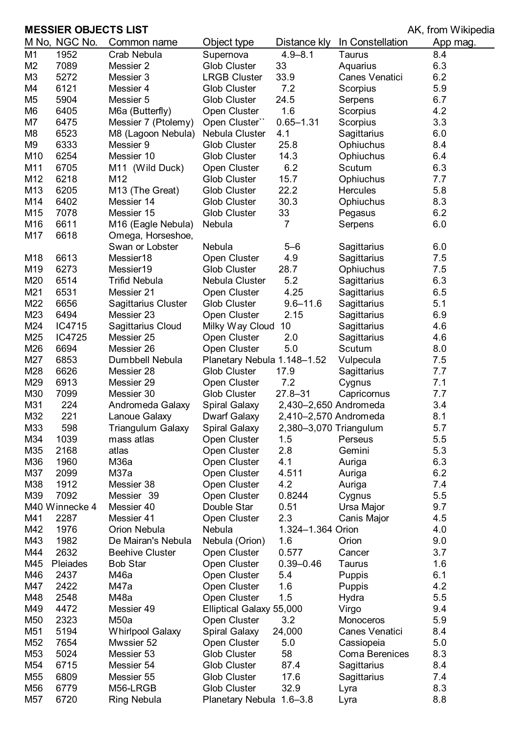**MESSIER OBJECTS LIST** AK, from Wikipedia

| M No, | NGC No. | Common name | Object type | Distance kly | In Constellation | App mag. |
|---|---|---|---|---|---|---|
| M1 | 1952 | Crab Nebula | Supernova | 4.9–8.1 | Taurus | 8.4 |
| M2 | 7089 | Messier 2 | Glob Cluster | 33 | Aquarius | 6.3 |
| M3 | 5272 | Messier 3 | LRGB Cluster | 33.9 | Canes Venatici | 6.2 |
| M4 | 6121 | Messier 4 | Glob Cluster | 7.2 | Scorpius | 5.9 |
| M5 | 5904 | Messier 5 | Glob Cluster | 24.5 | Serpens | 6.7 |
| M6 | 6405 | M6a (Butterfly) | Open Cluster | 1.6 | Scorpius | 4.2 |
| M7 | 6475 | Messier 7 (Ptolemy) | Open Cluster`` | 0.65–1.31 | Scorpius | 3.3 |
| M8 | 6523 | M8 (Lagoon Nebula) | Nebula Cluster | 4.1 | Sagittarius | 6.0 |
| M9 | 6333 | Messier 9 | Glob Cluster | 25.8 | Ophiuchus | 8.4 |
| M10 | 6254 | Messier 10 | Glob Cluster | 14.3 | Ophiuchus | 6.4 |
| M11 | 6705 | M11 (Wild Duck) | Open Cluster | 6.2 | Scutum | 6.3 |
| M12 | 6218 | M12 | Glob Cluster | 15.7 | Ophiuchus | 7.7 |
| M13 | 6205 | M13 (The Great) | Glob Cluster | 22.2 | Hercules | 5.8 |
| M14 | 6402 | Messier 14 | Glob Cluster | 30.3 | Ophiuchus | 8.3 |
| M15 | 7078 | Messier 15 | Glob Cluster | 33 | Pegasus | 6.2 |
| M16 | 6611 | M16 (Eagle Nebula) | Nebula | 7 | Serpens | 6.0 |
| M17 | 6618 | Omega, Horseshoe, Swan or Lobster | Nebula | 5–6 | Sagittarius | 6.0 |
| M18 | 6613 | Messier18 | Open Cluster | 4.9 | Sagittarius | 7.5 |
| M19 | 6273 | Messier19 | Glob Cluster | 28.7 | Ophiuchus | 7.5 |
| M20 | 6514 | Trifid Nebula | Nebula Cluster | 5.2 | Sagittarius | 6.3 |
| M21 | 6531 | Messier 21 | Open Cluster | 4.25 | Sagittarius | 6.5 |
| M22 | 6656 | Sagittarius Cluster | Glob Cluster | 9.6–11.6 | Sagittarius | 5.1 |
| M23 | 6494 | Messier 23 | Open Cluster | 2.15 | Sagittarius | 6.9 |
| M24 | IC4715 | Sagittarius Cloud | Milky Way Cloud | 10 | Sagittarius | 4.6 |
| M25 | IC4725 | Messier 25 | Open Cluster | 2.0 | Sagittarius | 4.6 |
| M26 | 6694 | Messier 26 | Open Cluster | 5.0 | Scutum | 8.0 |
| M27 | 6853 | Dumbbell Nebula | Planetary Nebula | 1.148–1.52 | Vulpecula | 7.5 |
| M28 | 6626 | Messier 28 | Glob Cluster | 17.9 | Sagittarius | 7.7 |
| M29 | 6913 | Messier 29 | Open Cluster | 7.2 | Cygnus | 7.1 |
| M30 | 7099 | Messier 30 | Glob Cluster | 27.8–31 | Capricornus | 7.7 |
| M31 | 224 | Andromeda Galaxy | Spiral Galaxy | 2,430–2,650 | Andromeda | 3.4 |
| M32 | 221 | Lanoue Galaxy | Dwarf Galaxy | 2,410–2,570 | Andromeda | 8.1 |
| M33 | 598 | Triangulum Galaxy | Spiral Galaxy | 2,380–3,070 | Triangulum | 5.7 |
| M34 | 1039 | mass atlas | Open Cluster | 1.5 | Perseus | 5.5 |
| M35 | 2168 | atlas | Open Cluster | 2.8 | Gemini | 5.3 |
| M36 | 1960 | M36a | Open Cluster | 4.1 | Auriga | 6.3 |
| M37 | 2099 | M37a | Open Cluster | 4.511 | Auriga | 6.2 |
| M38 | 1912 | Messier 38 | Open Cluster | 4.2 | Auriga | 7.4 |
| M39 | 7092 | Messier 39 | Open Cluster | 0.8244 | Cygnus | 5.5 |
| M40 | Winnecke 4 | Messier 40 | Double Star | 0.51 | Ursa Major | 9.7 |
| M41 | 2287 | Messier 41 | Open Cluster | 2.3 | Canis Major | 4.5 |
| M42 | 1976 | Orion Nebula | Nebula | 1.324–1.364 | Orion | 4.0 |
| M43 | 1982 | De Mairan's Nebula | Nebula (Orion) | 1.6 | Orion | 9.0 |
| M44 | 2632 | Beehive Cluster | Open Cluster | 0.577 | Cancer | 3.7 |
| M45 | Pleiades | Bob Star | Open Cluster | 0.39–0.46 | Taurus | 1.6 |
| M46 | 2437 | M46a | Open Cluster | 5.4 | Puppis | 6.1 |
| M47 | 2422 | M47a | Open Cluster | 1.6 | Puppis | 4.2 |
| M48 | 2548 | M48a | Open Cluster | 1.5 | Hydra | 5.5 |
| M49 | 4472 | Messier 49 | Elliptical Galaxy | 55,000 | Virgo | 9.4 |
| M50 | 2323 | M50a | Open Cluster | 3.2 | Monoceros | 5.9 |
| M51 | 5194 | Whirlpool Galaxy | Spiral Galaxy | 24,000 | Canes Venatici | 8.4 |
| M52 | 7654 | Mwssier 52 | Open Cluster | 5.0 | Cassiopeia | 5.0 |
| M53 | 5024 | Messier 53 | Glob Cluster | 58 | Coma Berenices | 8.3 |
| M54 | 6715 | Messier 54 | Glob Cluster | 87.4 | Sagittarius | 8.4 |
| M55 | 6809 | Messier 55 | Glob Cluster | 17.6 | Sagittarius | 7.4 |
| M56 | 6779 | M56-LRGB | Glob Cluster | 32.9 | Lyra | 8.3 |
| M57 | 6720 | Ring Nebula | Planetary Nebula | 1.6–3.8 | Lyra | 8.8 |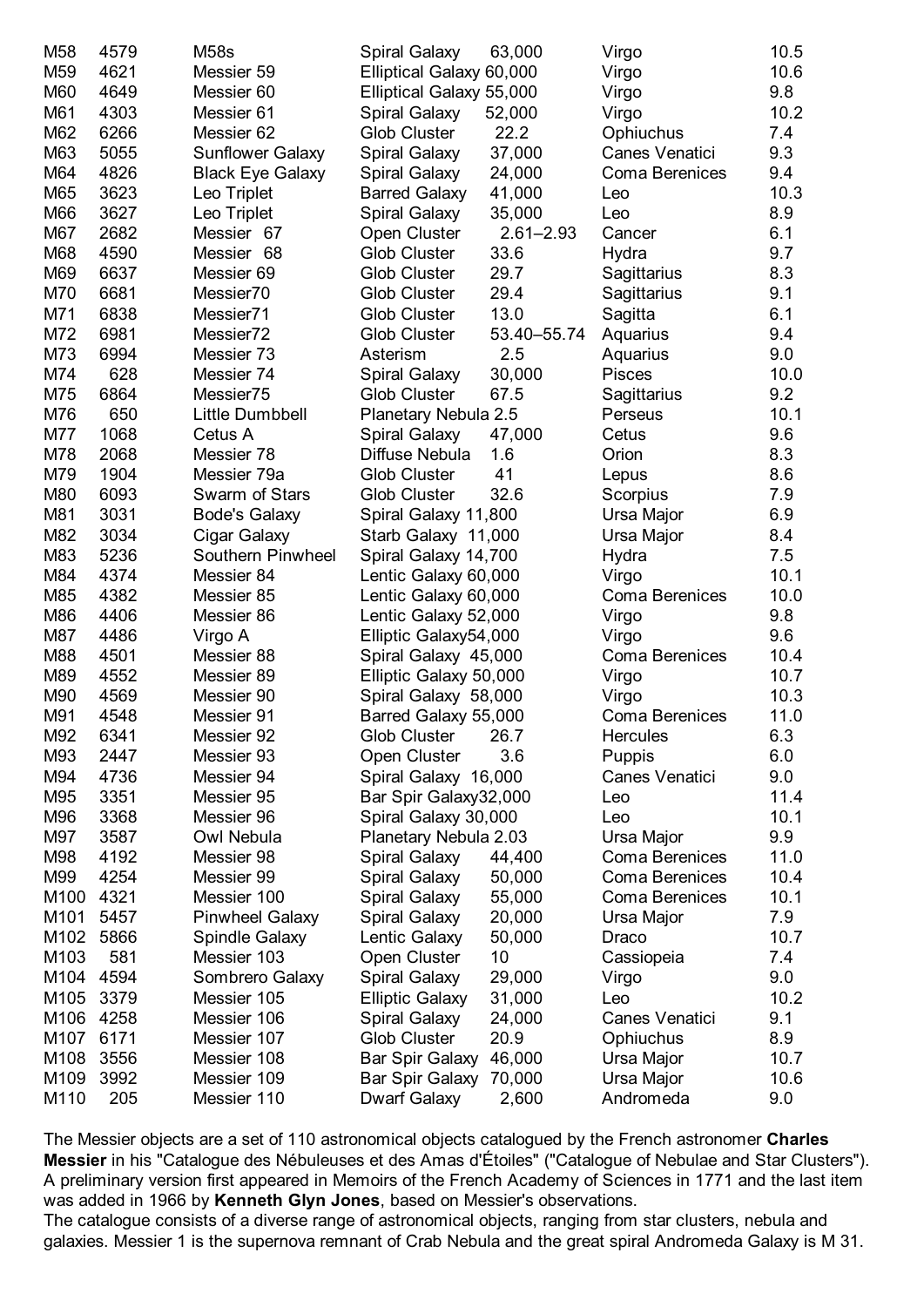| | | | | | | |
|---|---|---|---|---|---|---|
| M58 | 4579 | M58s | Spiral Galaxy | 63,000 | Virgo | 10.5 |
| M59 | 4621 | Messier 59 | Elliptical Galaxy | 60,000 | Virgo | 10.6 |
| M60 | 4649 | Messier 60 | Elliptical Galaxy | 55,000 | Virgo | 9.8 |
| M61 | 4303 | Messier 61 | Spiral Galaxy | 52,000 | Virgo | 10.2 |
| M62 | 6266 | Messier 62 | Glob Cluster | 22.2 | Ophiuchus | 7.4 |
| M63 | 5055 | Sunflower Galaxy | Spiral Galaxy | 37,000 | Canes Venatici | 9.3 |
| M64 | 4826 | Black Eye Galaxy | Spiral Galaxy | 24,000 | Coma Berenices | 9.4 |
| M65 | 3623 | Leo Triplet | Barred Galaxy | 41,000 | Leo | 10.3 |
| M66 | 3627 | Leo Triplet | Spiral Galaxy | 35,000 | Leo | 8.9 |
| M67 | 2682 | Messier 67 | Open Cluster | 2.61–2.93 | Cancer | 6.1 |
| M68 | 4590 | Messier 68 | Glob Cluster | 33.6 | Hydra | 9.7 |
| M69 | 6637 | Messier 69 | Glob Cluster | 29.7 | Sagittarius | 8.3 |
| M70 | 6681 | Messier70 | Glob Cluster | 29.4 | Sagittarius | 9.1 |
| M71 | 6838 | Messier71 | Glob Cluster | 13.0 | Sagitta | 6.1 |
| M72 | 6981 | Messier72 | Glob Cluster | 53.40–55.74 | Aquarius | 9.4 |
| M73 | 6994 | Messier 73 | Asterism | 2.5 | Aquarius | 9.0 |
| M74 | 628 | Messier 74 | Spiral Galaxy | 30,000 | Pisces | 10.0 |
| M75 | 6864 | Messier75 | Glob Cluster | 67.5 | Sagittarius | 9.2 |
| M76 | 650 | Little Dumbbell | Planetary Nebula | 2.5 | Perseus | 10.1 |
| M77 | 1068 | Cetus A | Spiral Galaxy | 47,000 | Cetus | 9.6 |
| M78 | 2068 | Messier 78 | Diffuse Nebula | 1.6 | Orion | 8.3 |
| M79 | 1904 | Messier 79a | Glob Cluster | 41 | Lepus | 8.6 |
| M80 | 6093 | Swarm of Stars | Glob Cluster | 32.6 | Scorpius | 7.9 |
| M81 | 3031 | Bode's Galaxy | Spiral Galaxy | 11,800 | Ursa Major | 6.9 |
| M82 | 3034 | Cigar Galaxy | Starb Galaxy | 11,000 | Ursa Major | 8.4 |
| M83 | 5236 | Southern Pinwheel | Spiral Galaxy | 14,700 | Hydra | 7.5 |
| M84 | 4374 | Messier 84 | Lentic Galaxy | 60,000 | Virgo | 10.1 |
| M85 | 4382 | Messier 85 | Lentic Galaxy | 60,000 | Coma Berenices | 10.0 |
| M86 | 4406 | Messier 86 | Lentic Galaxy | 52,000 | Virgo | 9.8 |
| M87 | 4486 | Virgo A | Elliptic Galaxy | 54,000 | Virgo | 9.6 |
| M88 | 4501 | Messier 88 | Spiral Galaxy | 45,000 | Coma Berenices | 10.4 |
| M89 | 4552 | Messier 89 | Elliptic Galaxy | 50,000 | Virgo | 10.7 |
| M90 | 4569 | Messier 90 | Spiral Galaxy | 58,000 | Virgo | 10.3 |
| M91 | 4548 | Messier 91 | Barred Galaxy | 55,000 | Coma Berenices | 11.0 |
| M92 | 6341 | Messier 92 | Glob Cluster | 26.7 | Hercules | 6.3 |
| M93 | 2447 | Messier 93 | Open Cluster | 3.6 | Puppis | 6.0 |
| M94 | 4736 | Messier 94 | Spiral Galaxy | 16,000 | Canes Venatici | 9.0 |
| M95 | 3351 | Messier 95 | Bar Spir Galaxy | 32,000 | Leo | 11.4 |
| M96 | 3368 | Messier 96 | Spiral Galaxy | 30,000 | Leo | 10.1 |
| M97 | 3587 | Owl Nebula | Planetary Nebula | 2.03 | Ursa Major | 9.9 |
| M98 | 4192 | Messier 98 | Spiral Galaxy | 44,400 | Coma Berenices | 11.0 |
| M99 | 4254 | Messier 99 | Spiral Galaxy | 50,000 | Coma Berenices | 10.4 |
| M100 | 4321 | Messier 100 | Spiral Galaxy | 55,000 | Coma Berenices | 10.1 |
| M101 | 5457 | Pinwheel Galaxy | Spiral Galaxy | 20,000 | Ursa Major | 7.9 |
| M102 | 5866 | Spindle Galaxy | Lentic Galaxy | 50,000 | Draco | 10.7 |
| M103 | 581 | Messier 103 | Open Cluster | 10 | Cassiopeia | 7.4 |
| M104 | 4594 | Sombrero Galaxy | Spiral Galaxy | 29,000 | Virgo | 9.0 |
| M105 | 3379 | Messier 105 | Elliptic Galaxy | 31,000 | Leo | 10.2 |
| M106 | 4258 | Messier 106 | Spiral Galaxy | 24,000 | Canes Venatici | 9.1 |
| M107 | 6171 | Messier 107 | Glob Cluster | 20.9 | Ophiuchus | 8.9 |
| M108 | 3556 | Messier 108 | Bar Spir Galaxy | 46,000 | Ursa Major | 10.7 |
| M109 | 3992 | Messier 109 | Bar Spir Galaxy | 70,000 | Ursa Major | 10.6 |
| M110 | 205 | Messier 110 | Dwarf Galaxy | 2,600 | Andromeda | 9.0 |

The Messier objects are a set of 110 astronomical objects catalogued by the French astronomer **Charles Messier** in his "Catalogue des Nébuleuses et des Amas d'Étoiles" ("Catalogue of Nebulae and Star Clusters"). A preliminary version first appeared in Memoirs of the French Academy of Sciences in 1771 and the last item was added in 1966 by **Kenneth Glyn Jones**, based on Messier's observations.
The catalogue consists of a diverse range of astronomical objects, ranging from star clusters, nebula and galaxies. Messier 1 is the supernova remnant of Crab Nebula and the great spiral Andromeda Galaxy is M 31.